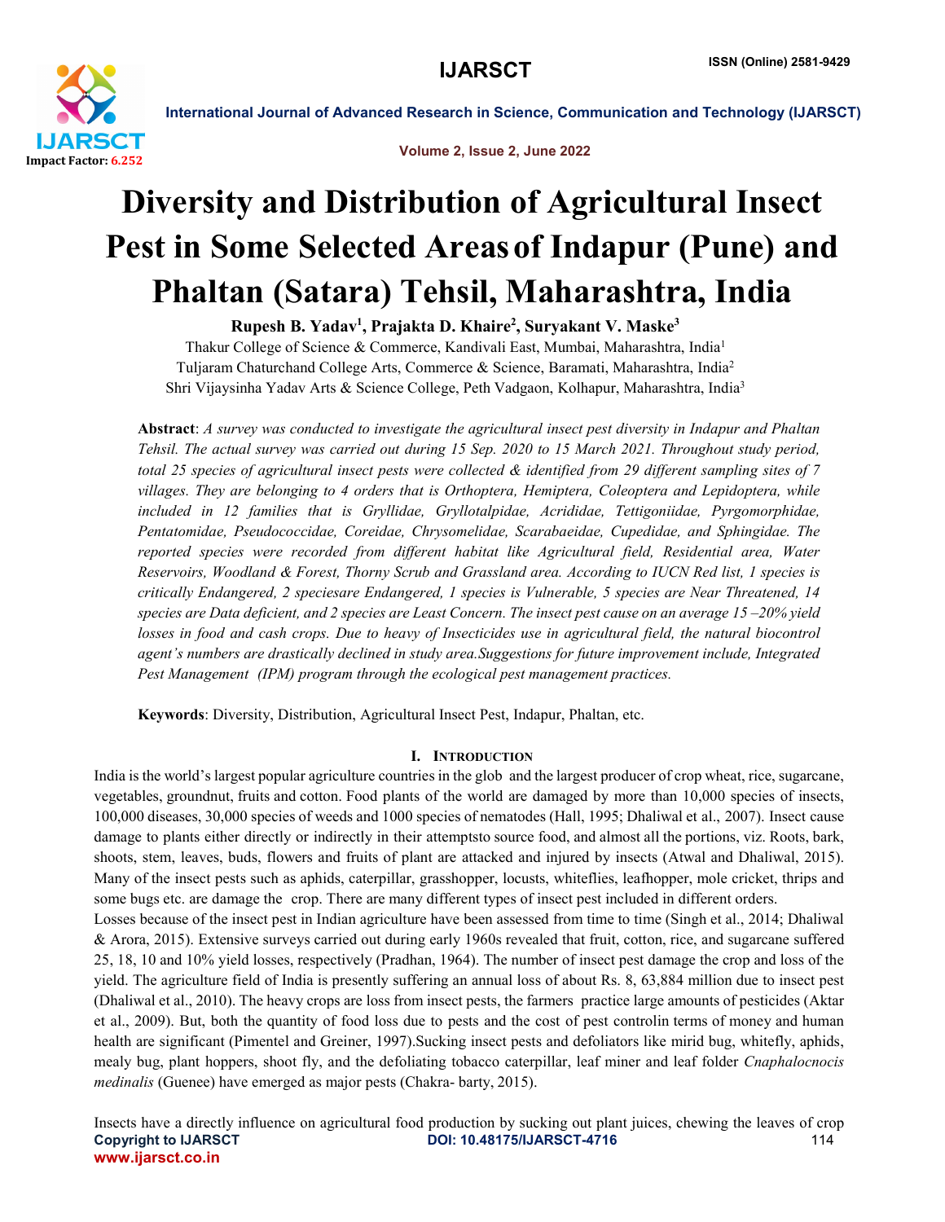# Diversity and Distribution of Agricultural Insect Pest in Some Selected Areas of Indapur (Pune) and Phaltan (Satara) Tehsil, Maharashtra, India

**Rupesh B. Yadav[1], Prajakta D. Khaire[2], Suryakant V. Maske[3]**

Thakur College of Science & Commerce, Kandivali East, Mumbai, Maharashtra, India[1]

Tuljaram Chaturchand College Arts, Commerce & Science, Baramati, Maharashtra, India[2]

Shri Vijaysinha Yadav Arts & Science College, Peth Vadgaon, Kolhapur, Maharashtra, India[3]

**Abstract**: *A survey was conducted to investigate the agricultural insect pest diversity in Indapur and Phaltan Tehsil. The actual survey was carried out during 15 Sep. 2020 to 15 March 2021. Throughout study period, total 25 species of agricultural insect pests were collected & identified from 29 different sampling sites of 7 villages. They are belonging to 4 orders that is Orthoptera, Hemiptera, Coleoptera and Lepidoptera, while included in 12 families that is Gryllidae, Gryllotalpidae, Acrididae, Tettigoniidae, Pyrgomorphidae, Pentatomidae, Pseudococcidae, Coreidae, Chrysomelidae, Scarabaeidae, Cupedidae, and Sphingidae. The reported species were recorded from different habitat like Agricultural field, Residential area, Water Reservoirs, Woodland & Forest, Thorny Scrub and Grassland area. According to IUCN Red list, 1 species is critically Endangered, 2 speciesare Endangered, 1 species is Vulnerable, 5 species are Near Threatened, 14 species are Data deficient, and 2 species are Least Concern. The insect pest cause on an average 15 –20% yield losses in food and cash crops. Due to heavy of Insecticides use in agricultural field, the natural biocontrol agent's numbers are drastically declined in study area.Suggestions for future improvement include, Integrated Pest Management (IPM) program through the ecological pest management practices.*

**Keywords**: Diversity, Distribution, Agricultural Insect Pest, Indapur, Phaltan, etc.

## I. Introduction

India is the world's largest popular agriculture countries in the glob and the largest producer of crop wheat, rice, sugarcane, vegetables, groundnut, fruits and cotton. Food plants of the world are damaged by more than 10,000 species of insects, 100,000 diseases, 30,000 species of weeds and 1000 species of nematodes (Hall, 1995; Dhaliwal et al., 2007). Insect cause damage to plants either directly or indirectly in their attemptsto source food, and almost all the portions, viz. Roots, bark, shoots, stem, leaves, buds, flowers and fruits of plant are attacked and injured by insects (Atwal and Dhaliwal, 2015). Many of the insect pests such as aphids, caterpillar, grasshopper, locusts, whiteflies, leafhopper, mole cricket, thrips and some bugs etc. are damage the crop. There are many different types of insect pest included in different orders.

Losses because of the insect pest in Indian agriculture have been assessed from time to time (Singh et al., 2014; Dhaliwal & Arora, 2015). Extensive surveys carried out during early 1960s revealed that fruit, cotton, rice, and sugarcane suffered 25, 18, 10 and 10% yield losses, respectively (Pradhan, 1964). The number of insect pest damage the crop and loss of the yield. The agriculture field of India is presently suffering an annual loss of about Rs. 8, 63,884 million due to insect pest (Dhaliwal et al., 2010). The heavy crops are loss from insect pests, the farmers practice large amounts of pesticides (Aktar et al., 2009). But, both the quantity of food loss due to pests and the cost of pest controlin terms of money and human health are significant (Pimentel and Greiner, 1997).Sucking insect pests and defoliators like mirid bug, whitefly, aphids, mealy bug, plant hoppers, shoot fly, and the defoliating tobacco caterpillar, leaf miner and leaf folder *Cnaphalocnocis medinalis* (Guenee) have emerged as major pests (Chakra- barty, 2015).

Insects have a directly influence on agricultural food production by sucking out plant juices, chewing the leaves of crop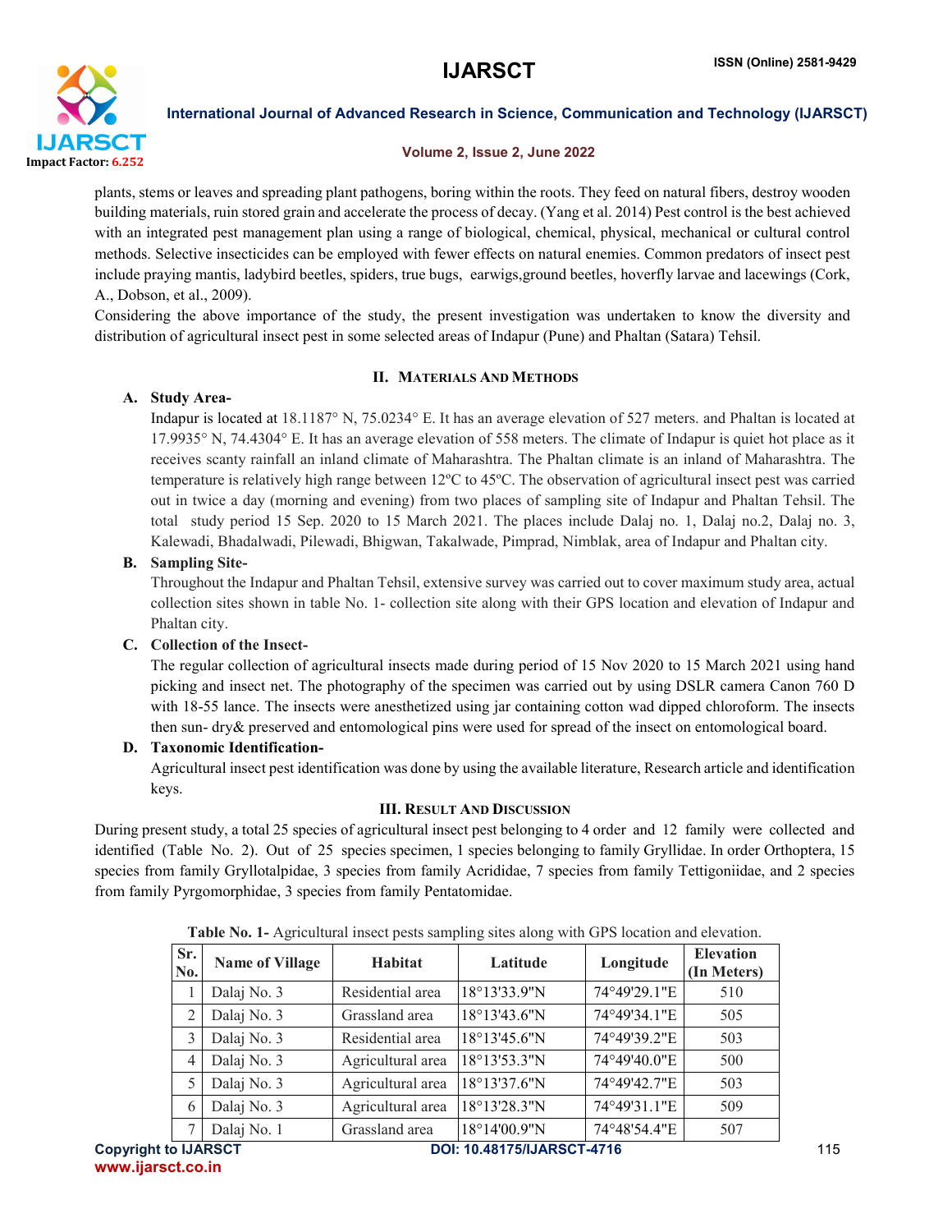plants, stems or leaves and spreading plant pathogens, boring within the roots. They feed on natural fibers, destroy wooden building materials, ruin stored grain and accelerate the process of decay. (Yang et al. 2014) Pest control is the best achieved with an integrated pest management plan using a range of biological, chemical, physical, mechanical or cultural control methods. Selective insecticides can be employed with fewer effects on natural enemies. Common predators of insect pest include praying mantis, ladybird beetles, spiders, true bugs, earwigs,ground beetles, hoverfly larvae and lacewings (Cork, A., Dobson, et al., 2009).

Considering the above importance of the study, the present investigation was undertaken to know the diversity and distribution of agricultural insect pest in some selected areas of Indapur (Pune) and Phaltan (Satara) Tehsil.

## II. Materials And Methods

### A. Study Area-

Indapur is located at 18.1187° N, 75.0234° E. It has an average elevation of 527 meters. and Phaltan is located at 17.9935° N, 74.4304° E. It has an average elevation of 558 meters. The climate of Indapur is quiet hot place as it receives scanty rainfall an inland climate of Maharashtra. The Phaltan climate is an inland of Maharashtra. The temperature is relatively high range between 12ºC to 45ºC. The observation of agricultural insect pest was carried out in twice a day (morning and evening) from two places of sampling site of Indapur and Phaltan Tehsil. The total study period 15 Sep. 2020 to 15 March 2021. The places include Dalaj no. 1, Dalaj no.2, Dalaj no. 3, Kalewadi, Bhadalwadi, Pilewadi, Bhigwan, Takalwade, Pimprad, Nimblak, area of Indapur and Phaltan city.

### B. Sampling Site-

Throughout the Indapur and Phaltan Tehsil, extensive survey was carried out to cover maximum study area, actual collection sites shown in table No. 1- collection site along with their GPS location and elevation of Indapur and Phaltan city.

### C. Collection of the Insect-

The regular collection of agricultural insects made during period of 15 Nov 2020 to 15 March 2021 using hand picking and insect net. The photography of the specimen was carried out by using DSLR camera Canon 760 D with 18-55 lance. The insects were anesthetized using jar containing cotton wad dipped chloroform. The insects then sun- dry& preserved and entomological pins were used for spread of the insect on entomological board.

### D. Taxonomic Identification-

Agricultural insect pest identification was done by using the available literature, Research article and identification keys.

## III. Result And Discussion

During present study, a total 25 species of agricultural insect pest belonging to 4 order and 12 family were collected and identified (Table No. 2). Out of 25 species specimen, 1 species belonging to family Gryllidae. In order Orthoptera, 15 species from family Gryllotalpidae, 3 species from family Acrididae, 7 species from family Tettigoniidae, and 2 species from family Pyrgomorphidae, 3 species from family Pentatomidae.

**Table No. 1-** Agricultural insect pests sampling sites along with GPS location and elevation.

| Sr. No. | Name of Village | Habitat | Latitude | Longitude | Elevation (In Meters) |
|---|---|---|---|---|---|
| 1 | Dalaj No. 3 | Residential area | 18°13'33.9"N | 74°49'29.1"E | 510 |
| 2 | Dalaj No. 3 | Grassland area | 18°13'43.6"N | 74°49'34.1"E | 505 |
| 3 | Dalaj No. 3 | Residential area | 18°13'45.6"N | 74°49'39.2"E | 503 |
| 4 | Dalaj No. 3 | Agricultural area | 18°13'53.3"N | 74°49'40.0"E | 500 |
| 5 | Dalaj No. 3 | Agricultural area | 18°13'37.6"N | 74°49'42.7"E | 503 |
| 6 | Dalaj No. 3 | Agricultural area | 18°13'28.3"N | 74°49'31.1"E | 509 |
| 7 | Dalaj No. 1 | Grassland area | 18°14'00.9"N | 74°48'54.4"E | 507 |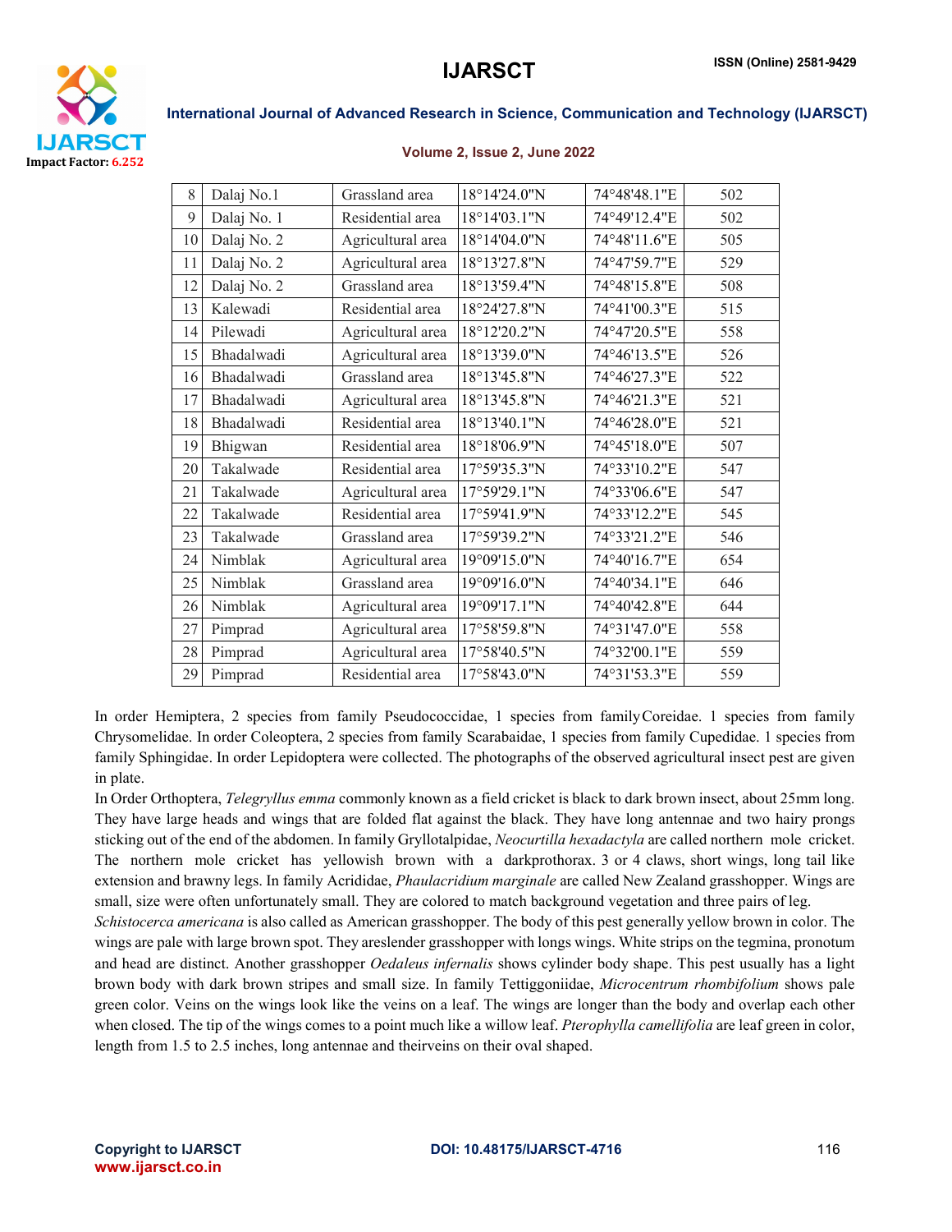| 8 | Dalaj No.1 | Grassland area | 18°14'24.0"N | 74°48'48.1"E | 502 |
|---|---|---|---|---|---|
| 9 | Dalaj No. 1 | Residential area | 18°14'03.1"N | 74°49'12.4"E | 502 |
| 10 | Dalaj No. 2 | Agricultural area | 18°14'04.0"N | 74°48'11.6"E | 505 |
| 11 | Dalaj No. 2 | Agricultural area | 18°13'27.8"N | 74°47'59.7"E | 529 |
| 12 | Dalaj No. 2 | Grassland area | 18°13'59.4"N | 74°48'15.8"E | 508 |
| 13 | Kalewadi | Residential area | 18°24'27.8"N | 74°41'00.3"E | 515 |
| 14 | Pilewadi | Agricultural area | 18°12'20.2"N | 74°47'20.5"E | 558 |
| 15 | Bhadalwadi | Agricultural area | 18°13'39.0"N | 74°46'13.5"E | 526 |
| 16 | Bhadalwadi | Grassland area | 18°13'45.8"N | 74°46'27.3"E | 522 |
| 17 | Bhadalwadi | Agricultural area | 18°13'45.8"N | 74°46'21.3"E | 521 |
| 18 | Bhadalwadi | Residential area | 18°13'40.1"N | 74°46'28.0"E | 521 |
| 19 | Bhigwan | Residential area | 18°18'06.9"N | 74°45'18.0"E | 507 |
| 20 | Takalwade | Residential area | 17°59'35.3"N | 74°33'10.2"E | 547 |
| 21 | Takalwade | Agricultural area | 17°59'29.1"N | 74°33'06.6"E | 547 |
| 22 | Takalwade | Residential area | 17°59'41.9"N | 74°33'12.2"E | 545 |
| 23 | Takalwade | Grassland area | 17°59'39.2"N | 74°33'21.2"E | 546 |
| 24 | Nimblak | Agricultural area | 19°09'15.0"N | 74°40'16.7"E | 654 |
| 25 | Nimblak | Grassland area | 19°09'16.0"N | 74°40'34.1"E | 646 |
| 26 | Nimblak | Agricultural area | 19°09'17.1"N | 74°40'42.8"E | 644 |
| 27 | Pimprad | Agricultural area | 17°58'59.8"N | 74°31'47.0"E | 558 |
| 28 | Pimprad | Agricultural area | 17°58'40.5"N | 74°32'00.1"E | 559 |
| 29 | Pimprad | Residential area | 17°58'43.0"N | 74°31'53.3"E | 559 |

In order Hemiptera, 2 species from family Pseudococcidae, 1 species from family Coreidae. 1 species from family Chrysomelidae. In order Coleoptera, 2 species from family Scarabaidae, 1 species from family Cupedidae. 1 species from family Sphingidae. In order Lepidoptera were collected. The photographs of the observed agricultural insect pest are given in plate.

In Order Orthoptera, *Telegryllus emma* commonly known as a field cricket is black to dark brown insect, about 25mm long. They have large heads and wings that are folded flat against the black. They have long antennae and two hairy prongs sticking out of the end of the abdomen. In family Gryllotalpidae, *Neocurtilla hexadactyla* are called northern mole cricket. The northern mole cricket has yellowish brown with a darkprothorax. 3 or 4 claws, short wings, long tail like extension and brawny legs. In family Acrididae, *Phaulacridium marginale* are called New Zealand grasshopper. Wings are small, size were often unfortunately small. They are colored to match background vegetation and three pairs of leg.

*Schistocerca americana* is also called as American grasshopper. The body of this pest generally yellow brown in color. The wings are pale with large brown spot. They areslender grasshopper with longs wings. White strips on the tegmina, pronotum and head are distinct. Another grasshopper *Oedaleus infernalis* shows cylinder body shape. This pest usually has a light brown body with dark brown stripes and small size. In family Tettiggoniidae, *Microcentrum rhombifolium* shows pale green color. Veins on the wings look like the veins on a leaf. The wings are longer than the body and overlap each other when closed. The tip of the wings comes to a point much like a willow leaf. *Pterophylla camellifolia* are leaf green in color, length from 1.5 to 2.5 inches, long antennae and theirveins on their oval shaped.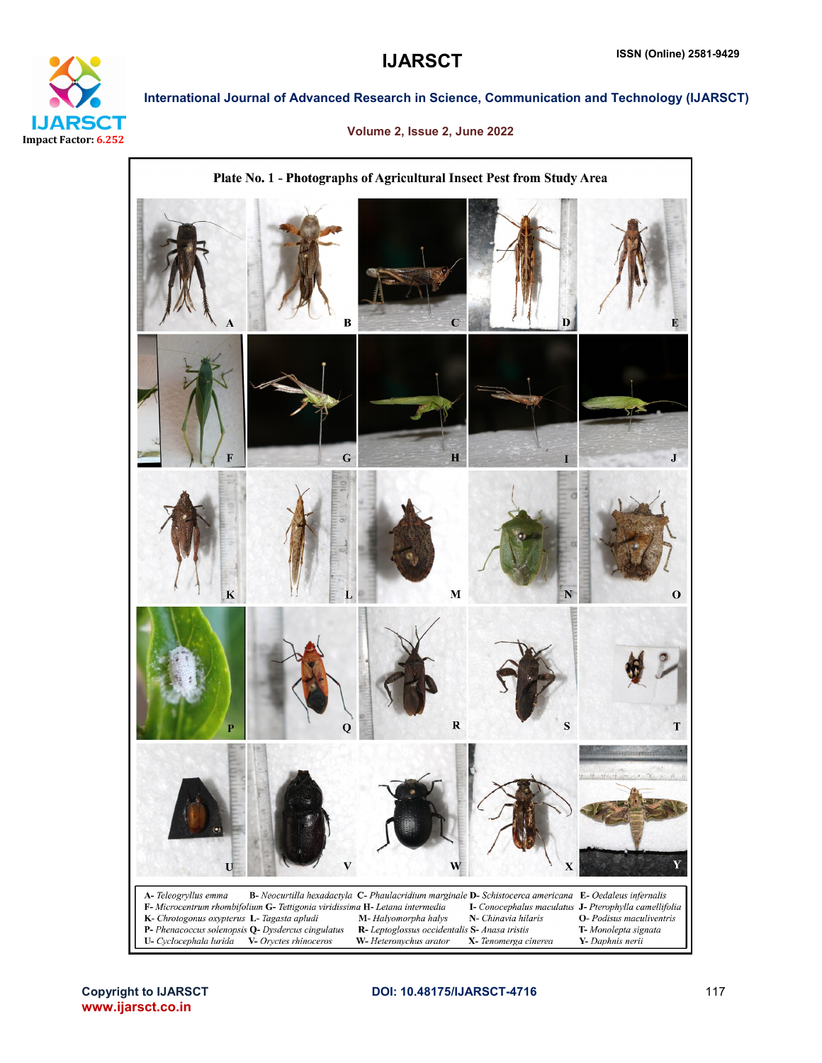**Plate No. 1 - Photographs of Agricultural Insect Pest from Study Area**

A- *Teleogryllus emma* B- *Neocurtilla hexadactyla* C- *Phaulacridium marginale* D- *Schistocerca americana* E- *Oedaleus infernalis*
F- *Microcentrum rhombifolium* G- *Tettigonia viridissima* H- *Letana intermedia* I- *Conocephalus maculatus* J- *Pterophylla camellifolia*
K- *Chrotogonus oxypterus* L- *Tagasta apludi* M- *Halyomorpha halys* N- *Chinavia hilaris* O- *Podisus maculiventris*
P- *Phenacoccus solenopsis* Q- *Dysdercus cingulatus* R- *Leptoglossus occidentalis* S- *Anasa tristis* T- *Monolepta signata*
U- *Cyclocephala lurida* V- *Oryctes rhinoceros* W- *Heteronychus arator* X- *Tenomerga cinerea* Y- *Daphnis nerii*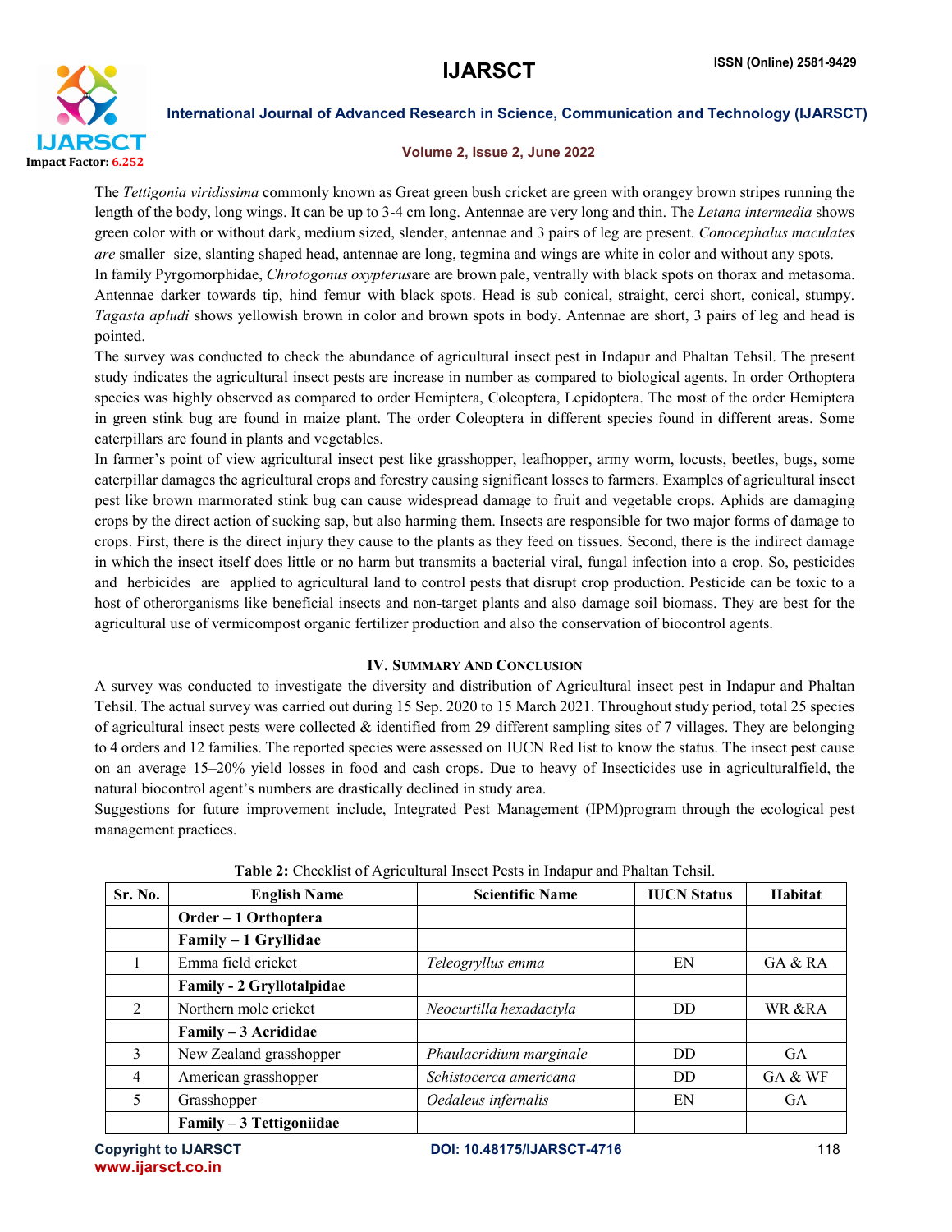The *Tettigonia viridissima* commonly known as Great green bush cricket are green with orangey brown stripes running the length of the body, long wings. It can be up to 3-4 cm long. Antennae are very long and thin. The *Letana intermedia* shows green color with or without dark, medium sized, slender, antennae and 3 pairs of leg are present. *Conocephalus maculates are* smaller size, slanting shaped head, antennae are long, tegmina and wings are white in color and without any spots.

In family Pyrgomorphidae, *Chrotogonus oxypterus*are are brown pale, ventrally with black spots on thorax and metasoma. Antennae darker towards tip, hind femur with black spots. Head is sub conical, straight, cerci short, conical, stumpy. *Tagasta apludi* shows yellowish brown in color and brown spots in body. Antennae are short, 3 pairs of leg and head is pointed.

The survey was conducted to check the abundance of agricultural insect pest in Indapur and Phaltan Tehsil. The present study indicates the agricultural insect pests are increase in number as compared to biological agents. In order Orthoptera species was highly observed as compared to order Hemiptera, Coleoptera, Lepidoptera. The most of the order Hemiptera in green stink bug are found in maize plant. The order Coleoptera in different species found in different areas. Some caterpillars are found in plants and vegetables.

In farmer's point of view agricultural insect pest like grasshopper, leafhopper, army worm, locusts, beetles, bugs, some caterpillar damages the agricultural crops and forestry causing significant losses to farmers. Examples of agricultural insect pest like brown marmorated stink bug can cause widespread damage to fruit and vegetable crops. Aphids are damaging crops by the direct action of sucking sap, but also harming them. Insects are responsible for two major forms of damage to crops. First, there is the direct injury they cause to the plants as they feed on tissues. Second, there is the indirect damage in which the insect itself does little or no harm but transmits a bacterial viral, fungal infection into a crop. So, pesticides and herbicides are applied to agricultural land to control pests that disrupt crop production. Pesticide can be toxic to a host of otherorganisms like beneficial insects and non-target plants and also damage soil biomass. They are best for the agricultural use of vermicompost organic fertilizer production and also the conservation of biocontrol agents.

## IV. Summary And Conclusion

A survey was conducted to investigate the diversity and distribution of Agricultural insect pest in Indapur and Phaltan Tehsil. The actual survey was carried out during 15 Sep. 2020 to 15 March 2021. Throughout study period, total 25 species of agricultural insect pests were collected & identified from 29 different sampling sites of 7 villages. They are belonging to 4 orders and 12 families. The reported species were assessed on IUCN Red list to know the status. The insect pest cause on an average 15–20% yield losses in food and cash crops. Due to heavy of Insecticides use in agriculturalfield, the natural biocontrol agent's numbers are drastically declined in study area.

Suggestions for future improvement include, Integrated Pest Management (IPM)program through the ecological pest management practices.

**Table 2:** Checklist of Agricultural Insect Pests in Indapur and Phaltan Tehsil.

| Sr. No. | English Name | Scientific Name | IUCN Status | Habitat |
|---|---|---|---|---|
| | **Order – 1 Orthoptera** | | | |
| | **Family – 1 Gryllidae** | | | |
| 1 | Emma field cricket | *Teleogryllus emma* | EN | GA & RA |
| | **Family - 2 Gryllotalpidae** | | | |
| 2 | Northern mole cricket | *Neocurtilla hexadactyla* | DD | WR &RA |
| | **Family – 3 Acrididae** | | | |
| 3 | New Zealand grasshopper | *Phaulacridium marginale* | DD | GA |
| 4 | American grasshopper | *Schistocerca americana* | DD | GA & WF |
| 5 | Grasshopper | *Oedaleus infernalis* | EN | GA |
| | **Family – 3 Tettigoniidae** | | | |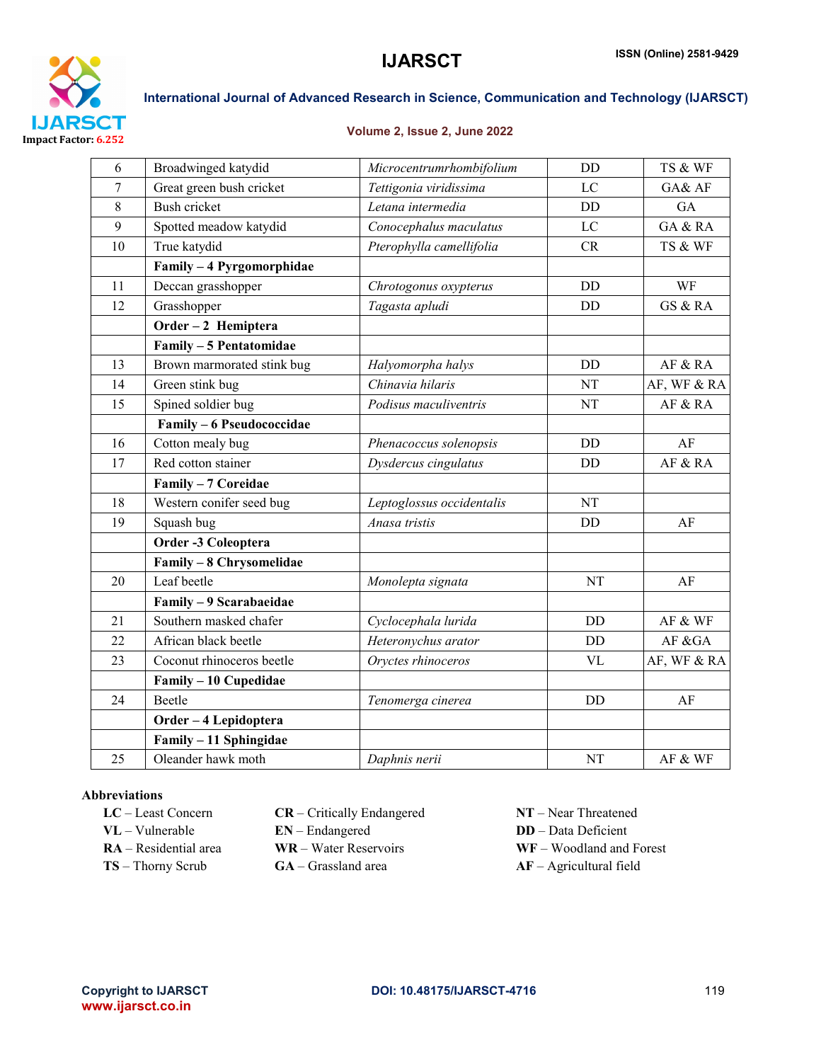| 6 | Broadwinged katydid | *Microcentrumrhombifolium* | DD | TS & WF |
|---|---|---|---|---|
| 7 | Great green bush cricket | *Tettigonia viridissima* | LC | GA& AF |
| 8 | Bush cricket | *Letana intermedia* | DD | GA |
| 9 | Spotted meadow katydid | *Conocephalus maculatus* | LC | GA & RA |
| 10 | True katydid | *Pterophylla camellifolia* | CR | TS & WF |
| | **Family – 4 Pyrgomorphidae** | | | |
| 11 | Deccan grasshopper | *Chrotogonus oxypterus* | DD | WF |
| 12 | Grasshopper | *Tagasta apludi* | DD | GS & RA |
| | **Order – 2 Hemiptera** | | | |
| | **Family – 5 Pentatomidae** | | | |
| 13 | Brown marmorated stink bug | *Halyomorpha halys* | DD | AF & RA |
| 14 | Green stink bug | *Chinavia hilaris* | NT | AF, WF & RA |
| 15 | Spined soldier bug | *Podisus maculiventris* | NT | AF & RA |
| | **Family – 6 Pseudococcidae** | | | |
| 16 | Cotton mealy bug | *Phenacoccus solenopsis* | DD | AF |
| 17 | Red cotton stainer | *Dysdercus cingulatus* | DD | AF & RA |
| | **Family – 7 Coreidae** | | | |
| 18 | Western conifer seed bug | *Leptoglossus occidentalis* | NT | |
| 19 | Squash bug | *Anasa tristis* | DD | AF |
| | **Order -3 Coleoptera** | | | |
| | **Family – 8 Chrysomelidae** | | | |
| 20 | Leaf beetle | *Monolepta signata* | NT | AF |
| | **Family – 9 Scarabaeidae** | | | |
| 21 | Southern masked chafer | *Cyclocephala lurida* | DD | AF & WF |
| 22 | African black beetle | *Heteronychus arator* | DD | AF &GA |
| 23 | Coconut rhinoceros beetle | *Oryctes rhinoceros* | VL | AF, WF & RA |
| | **Family – 10 Cupedidae** | | | |
| 24 | Beetle | *Tenomerga cinerea* | DD | AF |
| | **Order – 4 Lepidoptera** | | | |
| | **Family – 11 Sphingidae** | | | |
| 25 | Oleander hawk moth | *Daphnis nerii* | NT | AF & WF |

**Abbreviations**

**LC** – Least Concern
**VL** – Vulnerable
**RA** – Residential area
**TS** – Thorny Scrub
**CR** – Critically Endangered
**EN** – Endangered
**WR** – Water Reservoirs
**GA** – Grassland area
**NT** – Near Threatened
**DD** – Data Deficient
**WF** – Woodland and Forest
**AF** – Agricultural field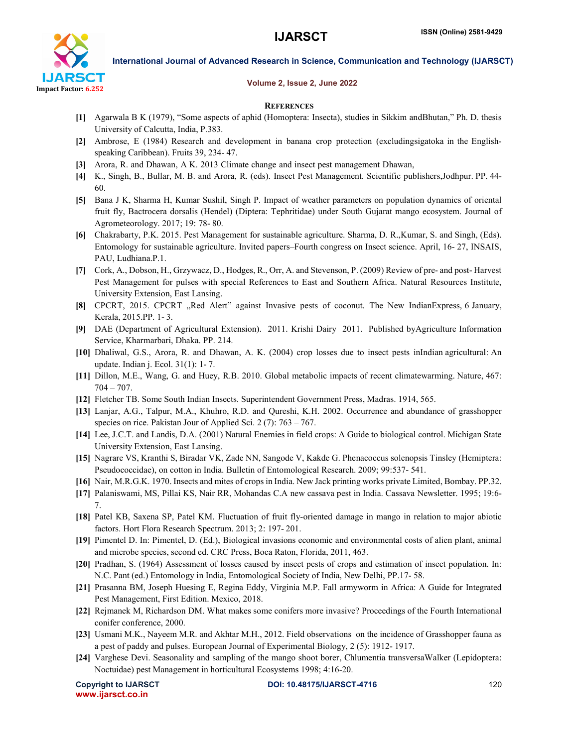## REFERENCES

[1] Agarwala B K (1979), "Some aspects of aphid (Homoptera: Insecta), studies in Sikkim andBhutan," Ph. D. thesis University of Calcutta, India, P.383.

[2] Ambrose, E (1984) Research and development in banana crop protection (excludingsigatoka in the English-speaking Caribbean). Fruits 39, 234- 47.

[3] Arora, R. and Dhawan, A K. 2013 Climate change and insect pest management Dhawan,

[4] K., Singh, B., Bullar, M. B. and Arora, R. (eds). Insect Pest Management. Scientific publishers,Jodhpur. PP. 44-60.

[5] Bana J K, Sharma H, Kumar Sushil, Singh P. Impact of weather parameters on population dynamics of oriental fruit fly, Bactrocera dorsalis (Hendel) (Diptera: Tephritidae) under South Gujarat mango ecosystem. Journal of Agrometeorology. 2017; 19: 78- 80.

[6] Chakrabarty, P.K. 2015. Pest Management for sustainable agriculture. Sharma, D. R.,Kumar, S. and Singh, (Eds). Entomology for sustainable agriculture. Invited papers–Fourth congress on Insect science. April, 16- 27, INSAIS, PAU, Ludhiana.P.1.

[7] Cork, A., Dobson, H., Grzywacz, D., Hodges, R., Orr, A. and Stevenson, P. (2009) Review of pre- and post- Harvest Pest Management for pulses with special References to East and Southern Africa. Natural Resources Institute, University Extension, East Lansing.

[8] CPCRT, 2015. CPCRT „Red Alert‟ against Invasive pests of coconut. The New IndianExpress, 6 January, Kerala, 2015.PP. 1- 3.

[9] DAE (Department of Agricultural Extension). 2011. Krishi Dairy 2011. Published byAgriculture Information Service, Kharmarbari, Dhaka. PP. 214.

[10] Dhaliwal, G.S., Arora, R. and Dhawan, A. K. (2004) crop losses due to insect pests inIndian agricultural: An update. Indian j. Ecol. 31(1): 1- 7.

[11] Dillon, M.E., Wang, G. and Huey, R.B. 2010. Global metabolic impacts of recent climatewarming. Nature, 467: 704 – 707.

[12] Fletcher TB. Some South Indian Insects. Superintendent Government Press, Madras. 1914, 565.

[13] Lanjar, A.G., Talpur, M.A., Khuhro, R.D. and Qureshi, K.H. 2002. Occurrence and abundance of grasshopper species on rice. Pakistan Jour of Applied Sci. 2 (7): 763 – 767.

[14] Lee, J.C.T. and Landis, D.A. (2001) Natural Enemies in field crops: A Guide to biological control. Michigan State University Extension, East Lansing.

[15] Nagrare VS, Kranthi S, Biradar VK, Zade NN, Sangode V, Kakde G. Phenacoccus solenopsis Tinsley (Hemiptera: Pseudococcidae), on cotton in India. Bulletin of Entomological Research. 2009; 99:537- 541.

[16] Nair, M.R.G.K. 1970. Insects and mites of crops in India. New Jack printing works private Limited, Bombay. PP.32.

[17] Palaniswami, MS, Pillai KS, Nair RR, Mohandas C.A new cassava pest in India. Cassava Newsletter. 1995; 19:6-7.

[18] Patel KB, Saxena SP, Patel KM. Fluctuation of fruit fly-oriented damage in mango in relation to major abiotic factors. Hort Flora Research Spectrum. 2013; 2: 197- 201.

[19] Pimentel D. In: Pimentel, D. (Ed.), Biological invasions economic and environmental costs of alien plant, animal and microbe species, second ed. CRC Press, Boca Raton, Florida, 2011, 463.

[20] Pradhan, S. (1964) Assessment of losses caused by insect pests of crops and estimation of insect population. In: N.C. Pant (ed.) Entomology in India, Entomological Society of India, New Delhi, PP.17- 58.

[21] Prasanna BM, Joseph Huesing E, Regina Eddy, Virginia M.P. Fall armyworm in Africa: A Guide for Integrated Pest Management, First Edition. Mexico, 2018.

[22] Rejmanek M, Richardson DM. What makes some conifers more invasive? Proceedings of the Fourth International conifer conference, 2000.

[23] Usmani M.K., Nayeem M.R. and Akhtar M.H., 2012. Field observations on the incidence of Grasshopper fauna as a pest of paddy and pulses. European Journal of Experimental Biology, 2 (5): 1912- 1917.

[24] Varghese Devi. Seasonality and sampling of the mango shoot borer, Chlumentia transversaWalker (Lepidoptera: Noctuidae) pest Management in horticultural Ecosystems 1998; 4:16-20.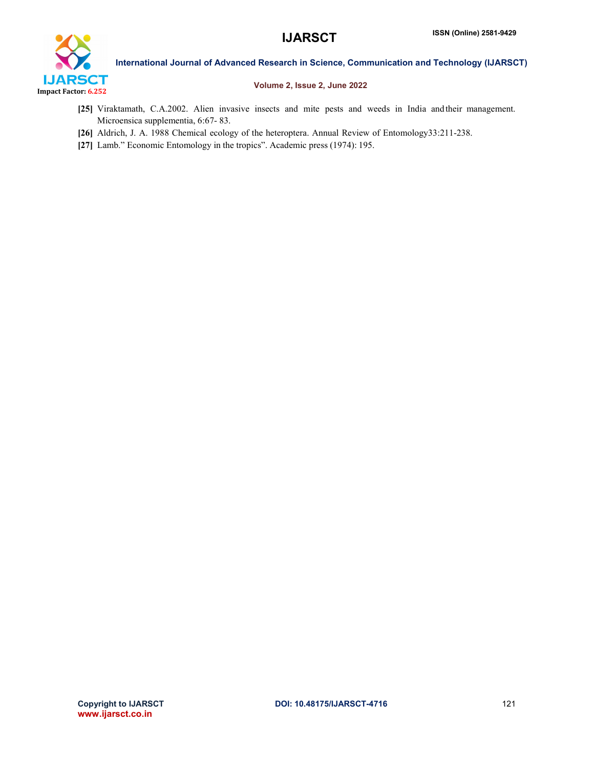**[25]** Viraktamath, C.A.2002. Alien invasive insects and mite pests and weeds in India and their management. Microensica supplementia, 6:67- 83.

**[26]** Aldrich, J. A. 1988 Chemical ecology of the heteroptera. Annual Review of Entomology33:211-238.

**[27]** Lamb." Economic Entomology in the tropics". Academic press (1974): 195.